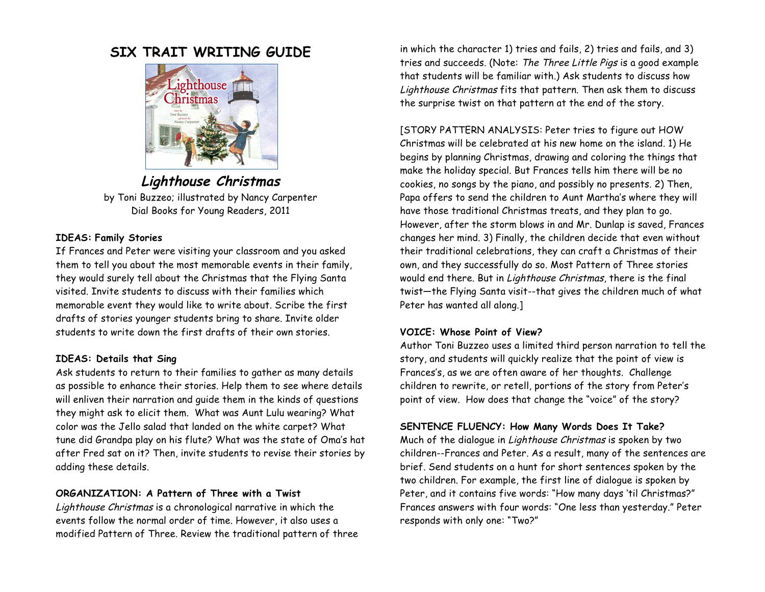# SIX TRAIT WRITING GUIDE

## *Lighthouse Christmas*

by Toni Buzzeo; illustrated by Nancy Carpenter
Dial Books for Young Readers, 2011

**IDEAS: Family Stories**

If Frances and Peter were visiting your classroom and you asked them to tell you about the most memorable events in their family, they would surely tell about the Christmas that the Flying Santa visited. Invite students to discuss with their families which memorable event they would like to write about. Scribe the first drafts of stories younger students bring to share. Invite older students to write down the first drafts of their own stories.

**IDEAS: Details that Sing**

Ask students to return to their families to gather as many details as possible to enhance their stories. Help them to see where details will enliven their narration and guide them in the kinds of questions they might ask to elicit them. What was Aunt Lulu wearing? What color was the Jello salad that landed on the white carpet? What tune did Grandpa play on his flute? What was the state of Oma's hat after Fred sat on it? Then, invite students to revise their stories by adding these details.

**ORGANIZATION: A Pattern of Three with a Twist**

*Lighthouse Christmas* is a chronological narrative in which the events follow the normal order of time. However, it also uses a modified Pattern of Three. Review the traditional pattern of three in which the character 1) tries and fails, 2) tries and fails, and 3) tries and succeeds. (Note: *The Three Little Pigs* is a good example that students will be familiar with.) Ask students to discuss how *Lighthouse Christmas* fits that pattern. Then ask them to discuss the surprise twist on that pattern at the end of the story.

[STORY PATTERN ANALYSIS: Peter tries to figure out HOW Christmas will be celebrated at his new home on the island. 1) He begins by planning Christmas, drawing and coloring the things that make the holiday special. But Frances tells him there will be no cookies, no songs by the piano, and possibly no presents. 2) Then, Papa offers to send the children to Aunt Martha's where they will have those traditional Christmas treats, and they plan to go. However, after the storm blows in and Mr. Dunlap is saved, Frances changes her mind. 3) Finally, the children decide that even without their traditional celebrations, they can craft a Christmas of their own, and they successfully do so. Most Pattern of Three stories would end there. But in *Lighthouse Christmas*, there is the final twist—the Flying Santa visit--that gives the children much of what Peter has wanted all along.]

**VOICE: Whose Point of View?**

Author Toni Buzzeo uses a limited third person narration to tell the story, and students will quickly realize that the point of view is Frances's, as we are often aware of her thoughts. Challenge children to rewrite, or retell, portions of the story from Peter's point of view. How does that change the "voice" of the story?

**SENTENCE FLUENCY: How Many Words Does It Take?**

Much of the dialogue in *Lighthouse Christmas* is spoken by two children--Frances and Peter. As a result, many of the sentences are brief. Send students on a hunt for short sentences spoken by the two children. For example, the first line of dialogue is spoken by Peter, and it contains five words: "How many days 'til Christmas?" Frances answers with four words: "One less than yesterday." Peter responds with only one: "Two?"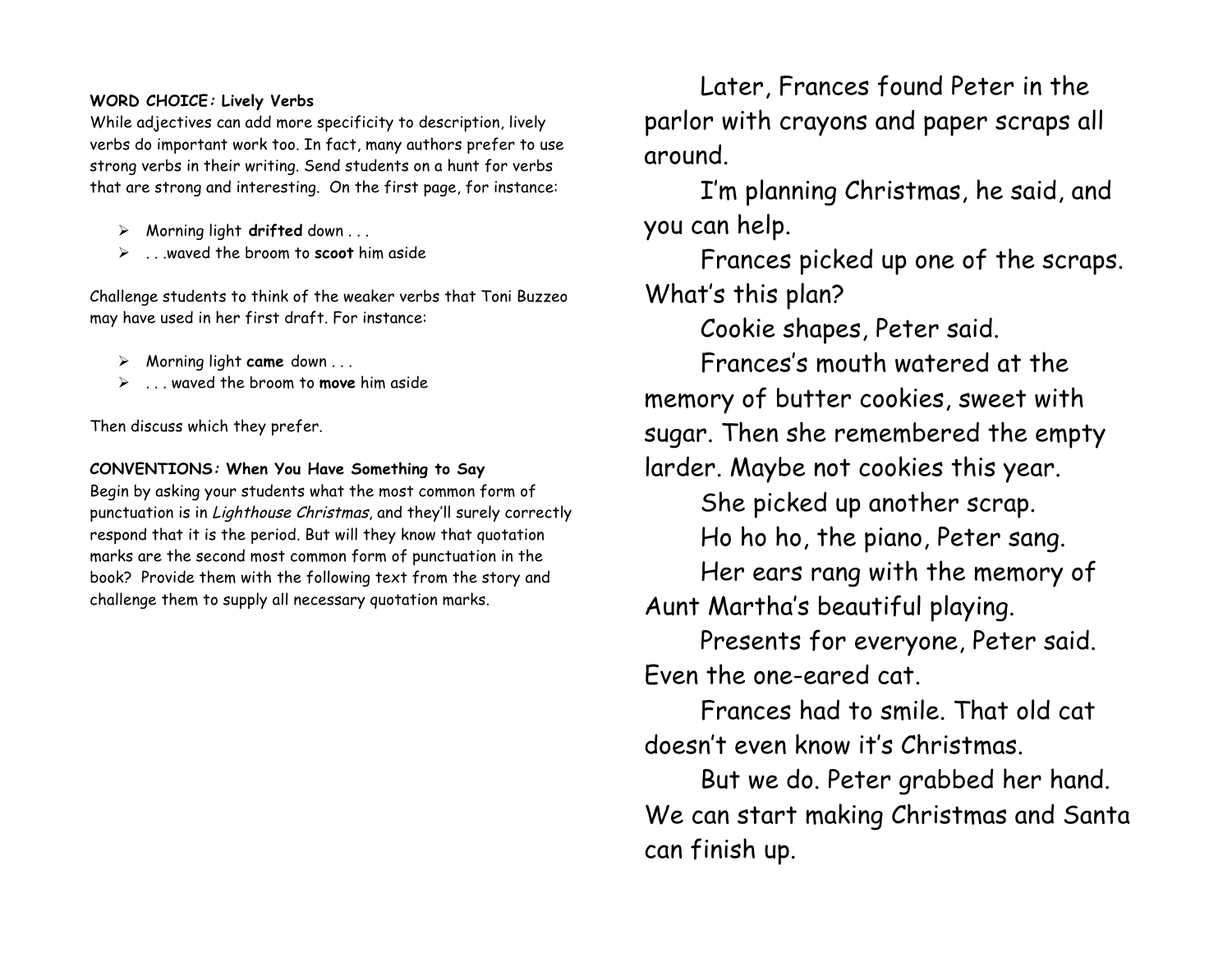**WORD CHOICE*: Lively Verbs***

While adjectives can add more specificity to description, lively verbs do important work too. In fact, many authors prefer to use strong verbs in their writing. Send students on a hunt for verbs that are strong and interesting. On the first page, for instance:

- Morning light **drifted** down . . .
- . . .waved the broom to **scoot** him aside

Challenge students to think of the weaker verbs that Toni Buzzeo may have used in her first draft. For instance:

- Morning light **came** down . . .
- . . . waved the broom to **move** him aside

Then discuss which they prefer.

**CONVENTIONS*: When You Have Something to Say***

Begin by asking your students what the most common form of punctuation is in *Lighthouse Christmas*, and they'll surely correctly respond that it is the period. But will they know that quotation marks are the second most common form of punctuation in the book? Provide them with the following text from the story and challenge them to supply all necessary quotation marks.

Later, Frances found Peter in the parlor with crayons and paper scraps all around.

I'm planning Christmas, he said, and you can help.

Frances picked up one of the scraps. What's this plan?

Cookie shapes, Peter said.

Frances's mouth watered at the memory of butter cookies, sweet with sugar. Then she remembered the empty larder. Maybe not cookies this year.

She picked up another scrap.

Ho ho ho, the piano, Peter sang.

Her ears rang with the memory of Aunt Martha's beautiful playing.

Presents for everyone, Peter said. Even the one-eared cat.

Frances had to smile. That old cat doesn't even know it's Christmas.

But we do. Peter grabbed her hand. We can start making Christmas and Santa can finish up.